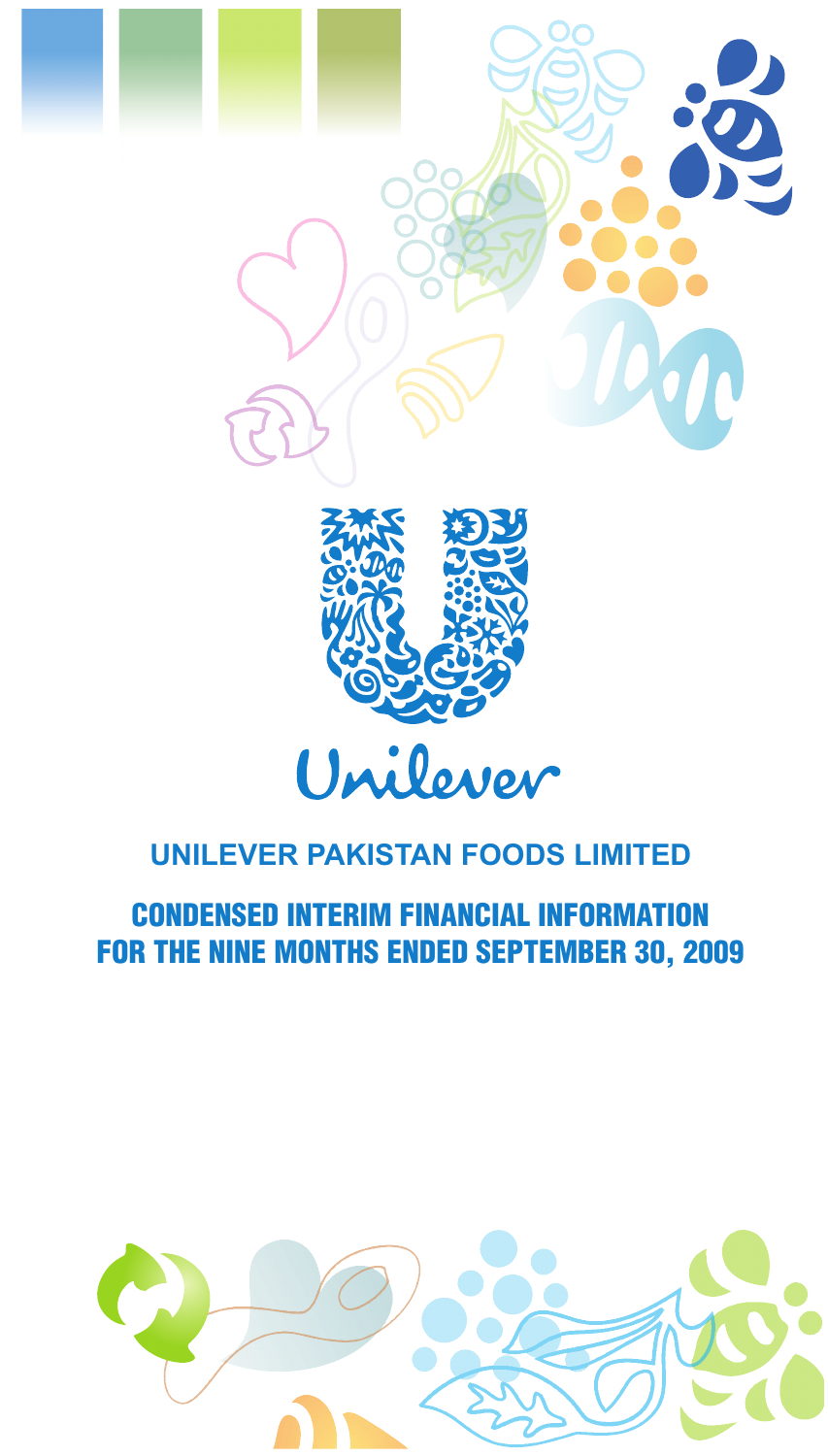Unilever

# UNILEVER PAKISTAN FOODS LIMITED

## CONDENSED INTERIM FINANCIAL INFORMATION FOR THE NINE MONTHS ENDED SEPTEMBER 30, 2009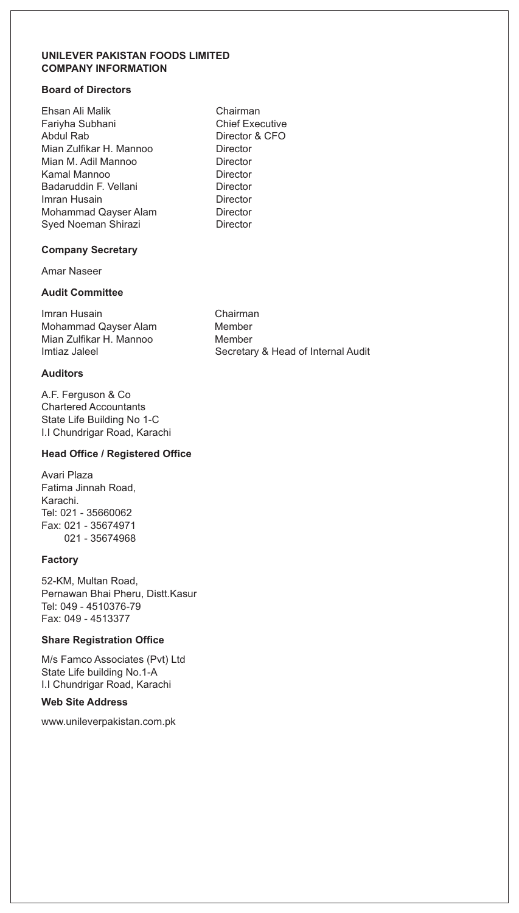# UNILEVER PAKISTAN FOODS LIMITED
# COMPANY INFORMATION

## Board of Directors

| | |
|---|---|
| Ehsan Ali Malik | Chairman |
| Fariyha Subhani | Chief Executive |
| Abdul Rab | Director & CFO |
| Mian Zulfikar H. Mannoo | Director |
| Mian M. Adil Mannoo | Director |
| Kamal Mannoo | Director |
| Badaruddin F. Vellani | Director |
| Imran Husain | Director |
| Mohammad Qayser Alam | Director |
| Syed Noeman Shirazi | Director |

## Company Secretary

Amar Naseer

## Audit Committee

| | |
|---|---|
| Imran Husain | Chairman |
| Mohammad Qayser Alam | Member |
| Mian Zulfikar H. Mannoo | Member |
| Imtiaz Jaleel | Secretary & Head of Internal Audit |

## Auditors

A.F. Ferguson & Co
Chartered Accountants
State Life Building No 1-C
I.I Chundrigar Road, Karachi

## Head Office / Registered Office

Avari Plaza
Fatima Jinnah Road,
Karachi.
Tel: 021 - 35660062
Fax: 021 - 35674971
021 - 35674968

## Factory

52-KM, Multan Road,
Pernawan Bhai Pheru, Distt.Kasur
Tel: 049 - 4510376-79
Fax: 049 - 4513377

## Share Registration Office

M/s Famco Associates (Pvt) Ltd
State Life building No.1-A
I.I Chundrigar Road, Karachi

## Web Site Address

www.unileverpakistan.com.pk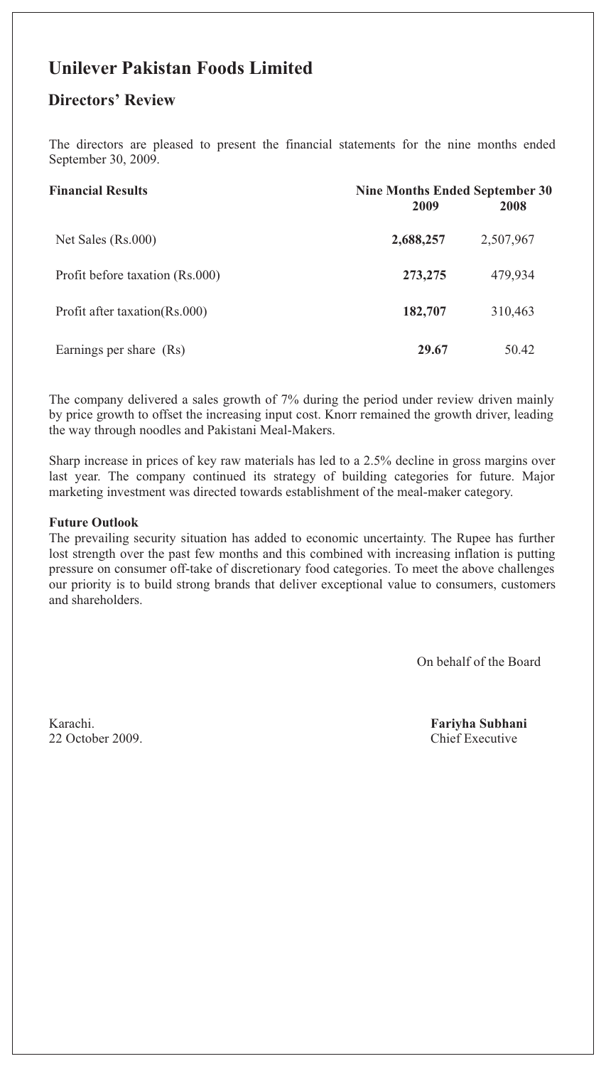# Unilever Pakistan Foods Limited

## Directors' Review

The directors are pleased to present the financial statements for the nine months ended September 30, 2009.

| Financial Results | Nine Months Ended September 30 | |
|---|---|---|
| | **2009** | **2008** |
| Net Sales (Rs.000) | **2,688,257** | 2,507,967 |
| Profit before taxation (Rs.000) | **273,275** | 479,934 |
| Profit after taxation(Rs.000) | **182,707** | 310,463 |
| Earnings per share (Rs) | **29.67** | 50.42 |

The company delivered a sales growth of 7% during the period under review driven mainly by price growth to offset the increasing input cost. Knorr remained the growth driver, leading the way through noodles and Pakistani Meal-Makers.

Sharp increase in prices of key raw materials has led to a 2.5% decline in gross margins over last year. The company continued its strategy of building categories for future. Major marketing investment was directed towards establishment of the meal-maker category.

**Future Outlook**

The prevailing security situation has added to economic uncertainty. The Rupee has further lost strength over the past few months and this combined with increasing inflation is putting pressure on consumer off-take of discretionary food categories. To meet the above challenges our priority is to build strong brands that deliver exceptional value to consumers, customers and shareholders.

On behalf of the Board

Karachi.
22 October 2009.

**Fariyha Subhani**
Chief Executive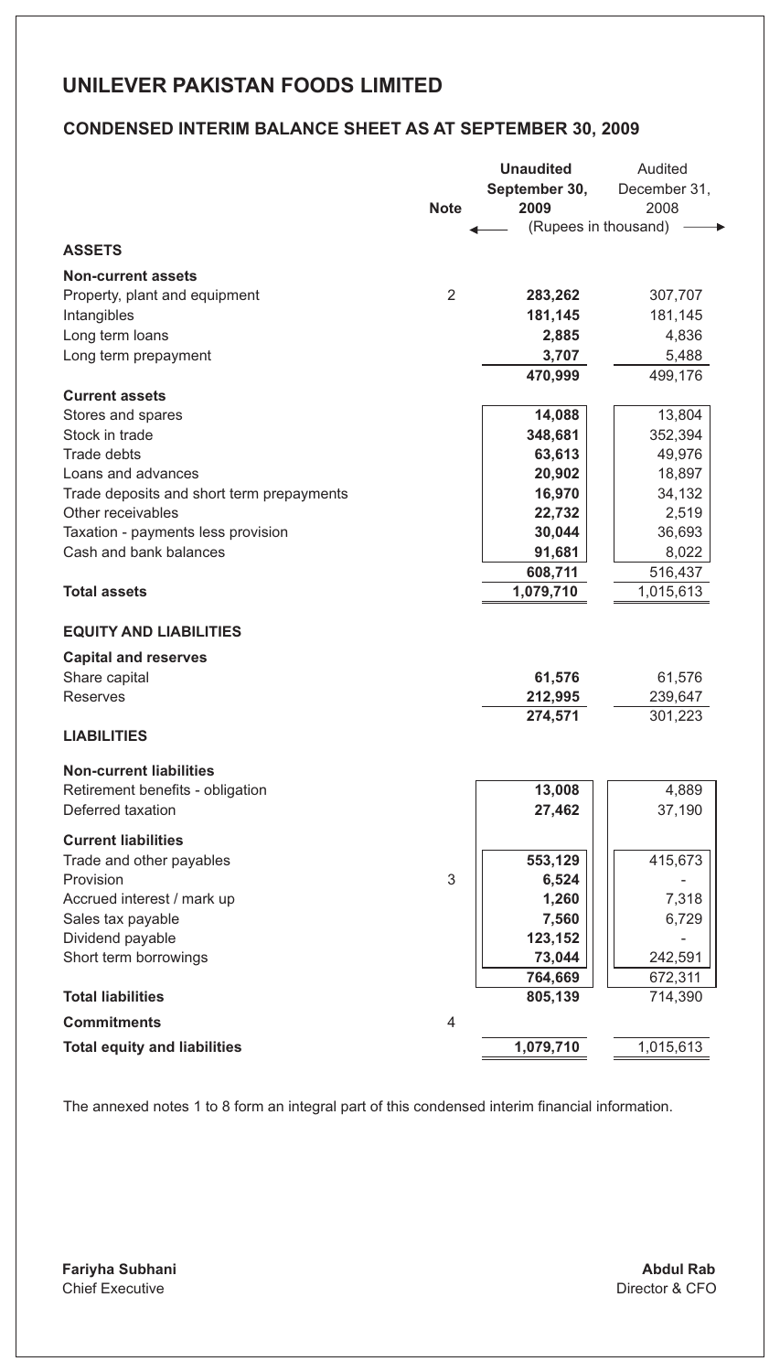# UNILEVER PAKISTAN FOODS LIMITED

## CONDENSED INTERIM BALANCE SHEET AS AT SEPTEMBER 30, 2009

| | Note | **Unaudited September 30, 2009** | Audited December 31, 2008 |
|---|---|---|---|
| | | (Rupees in thousand) | |
| **ASSETS** | | | |
| **Non-current assets** | | | |
| Property, plant and equipment | 2 | **283,262** | 307,707 |
| Intangibles | | **181,145** | 181,145 |
| Long term loans | | **2,885** | 4,836 |
| Long term prepayment | | **3,707** | 5,488 |
| | | **470,999** | 499,176 |
| **Current assets** | | | |
| Stores and spares | | **14,088** | 13,804 |
| Stock in trade | | **348,681** | 352,394 |
| Trade debts | | **63,613** | 49,976 |
| Loans and advances | | **20,902** | 18,897 |
| Trade deposits and short term prepayments | | **16,970** | 34,132 |
| Other receivables | | **22,732** | 2,519 |
| Taxation - payments less provision | | **30,044** | 36,693 |
| Cash and bank balances | | **91,681** | 8,022 |
| | | **608,711** | 516,437 |
| **Total assets** | | **1,079,710** | 1,015,613 |
| **EQUITY AND LIABILITIES** | | | |
| **Capital and reserves** | | | |
| Share capital | | **61,576** | 61,576 |
| Reserves | | **212,995** | 239,647 |
| | | **274,571** | 301,223 |
| **LIABILITIES** | | | |
| **Non-current liabilities** | | | |
| Retirement benefits - obligation | | **13,008** | 4,889 |
| Deferred taxation | | **27,462** | 37,190 |
| **Current liabilities** | | | |
| Trade and other payables | | **553,129** | 415,673 |
| Provision | 3 | **6,524** | - |
| Accrued interest / mark up | | **1,260** | 7,318 |
| Sales tax payable | | **7,560** | 6,729 |
| Dividend payable | | **123,152** | - |
| Short term borrowings | | **73,044** | 242,591 |
| | | **764,669** | 672,311 |
| **Total liabilities** | | **805,139** | 714,390 |
| **Commitments** | 4 | | |
| **Total equity and liabilities** | | **1,079,710** | 1,015,613 |

The annexed notes 1 to 8 form an integral part of this condensed interim financial information.

**Fariyha Subhani**
Chief Executive

**Abdul Rab**
Director & CFO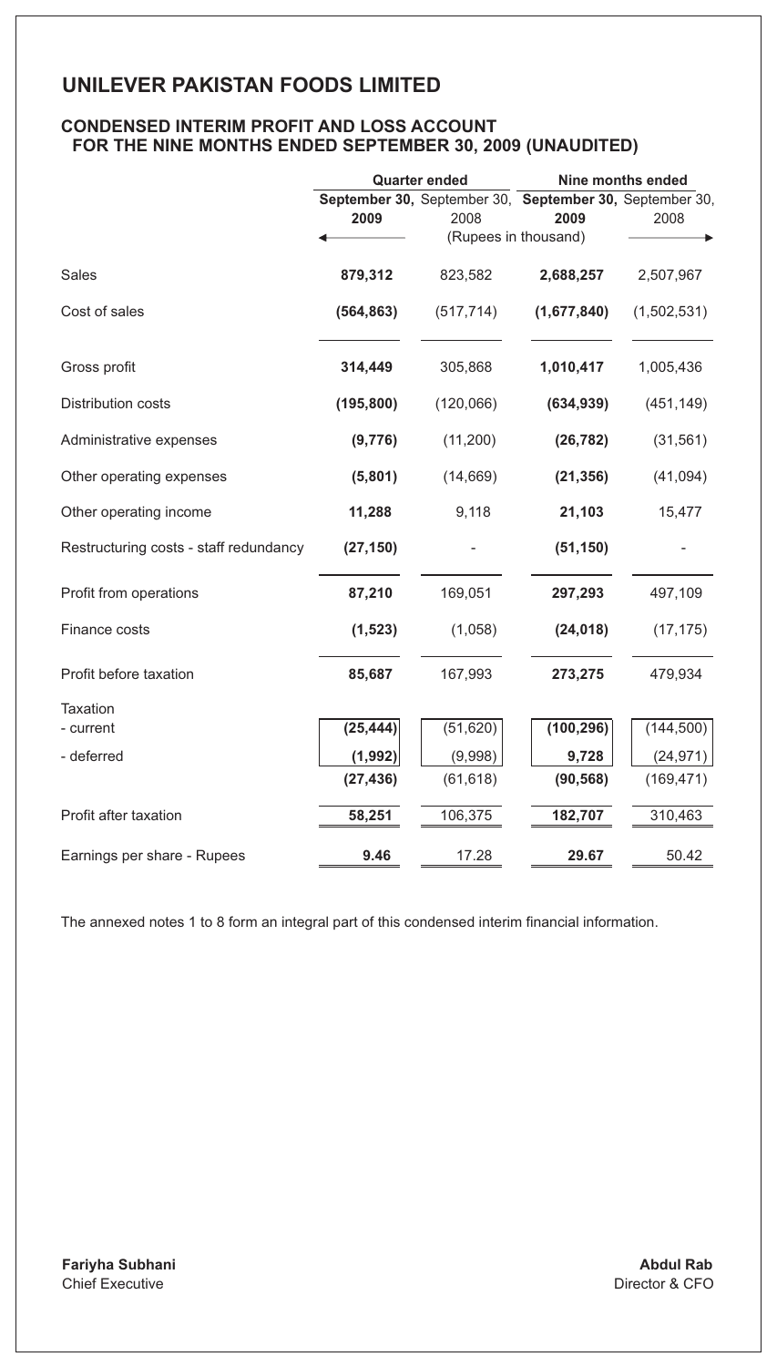# UNILEVER PAKISTAN FOODS LIMITED

## CONDENSED INTERIM PROFIT AND LOSS ACCOUNT
## FOR THE NINE MONTHS ENDED SEPTEMBER 30, 2009 (UNAUDITED)

| | Quarter ended | | Nine months ended | |
|---|---|---|---|---|
| | **September 30, 2009** | September 30, 2008 | **September 30, 2009** | September 30, 2008 |
| | (Rupees in thousand) | | | |
| Sales | **879,312** | 823,582 | **2,688,257** | 2,507,967 |
| Cost of sales | **(564,863)** | (517,714) | **(1,677,840)** | (1,502,531) |
| Gross profit | **314,449** | 305,868 | **1,010,417** | 1,005,436 |
| Distribution costs | **(195,800)** | (120,066) | **(634,939)** | (451,149) |
| Administrative expenses | **(9,776)** | (11,200) | **(26,782)** | (31,561) |
| Other operating expenses | **(5,801)** | (14,669) | **(21,356)** | (41,094) |
| Other operating income | **11,288** | 9,118 | **21,103** | 15,477 |
| Restructuring costs - staff redundancy | **(27,150)** | - | **(51,150)** | - |
| Profit from operations | **87,210** | 169,051 | **297,293** | 497,109 |
| Finance costs | **(1,523)** | (1,058) | **(24,018)** | (17,175) |
| Profit before taxation | **85,687** | 167,993 | **273,275** | 479,934 |
| Taxation | | | | |
| - current | **(25,444)** | (51,620) | **(100,296)** | (144,500) |
| - deferred | **(1,992)** | (9,998) | **9,728** | (24,971) |
| | **(27,436)** | (61,618) | **(90,568)** | (169,471) |
| Profit after taxation | **58,251** | 106,375 | **182,707** | 310,463 |
| Earnings per share - Rupees | **9.46** | 17.28 | **29.67** | 50.42 |

The annexed notes 1 to 8 form an integral part of this condensed interim financial information.

**Fariyha Subhani**
Chief Executive

**Abdul Rab**
Director & CFO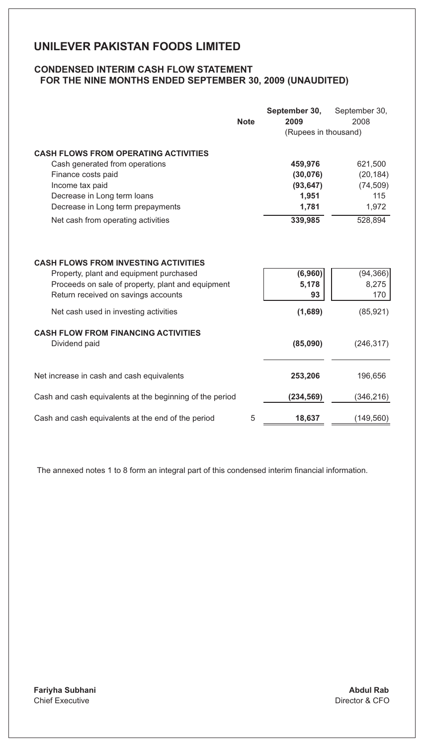# UNILEVER PAKISTAN FOODS LIMITED

## CONDENSED INTERIM CASH FLOW STATEMENT FOR THE NINE MONTHS ENDED SEPTEMBER 30, 2009 (UNAUDITED)

| | Note | September 30, 2009 | September 30, 2008 |
|---|---|---|---|
| | | (Rupees in thousand) | |
| **CASH FLOWS FROM OPERATING ACTIVITIES** | | | |
| Cash generated from operations | | **459,976** | 621,500 |
| Finance costs paid | | **(30,076)** | (20,184) |
| Income tax paid | | **(93,647)** | (74,509) |
| Decrease in Long term loans | | **1,951** | 115 |
| Decrease in Long term prepayments | | **1,781** | 1,972 |
| Net cash from operating activities | | **339,985** | 528,894 |
| **CASH FLOWS FROM INVESTING ACTIVITIES** | | | |
| Property, plant and equipment purchased | | **(6,960)** | (94,366) |
| Proceeds on sale of property, plant and equipment | | **5,178** | 8,275 |
| Return received on savings accounts | | **93** | 170 |
| Net cash used in investing activities | | **(1,689)** | (85,921) |
| **CASH FLOW FROM FINANCING ACTIVITIES** | | | |
| Dividend paid | | **(85,090)** | (246,317) |
| Net increase in cash and cash equivalents | | **253,206** | 196,656 |
| Cash and cash equivalents at the beginning of the period | | **(234,569)** | (346,216) |
| Cash and cash equivalents at the end of the period | 5 | **18,637** | (149,560) |

The annexed notes 1 to 8 form an integral part of this condensed interim financial information.

**Fariyha Subhani**
Chief Executive

**Abdul Rab**
Director & CFO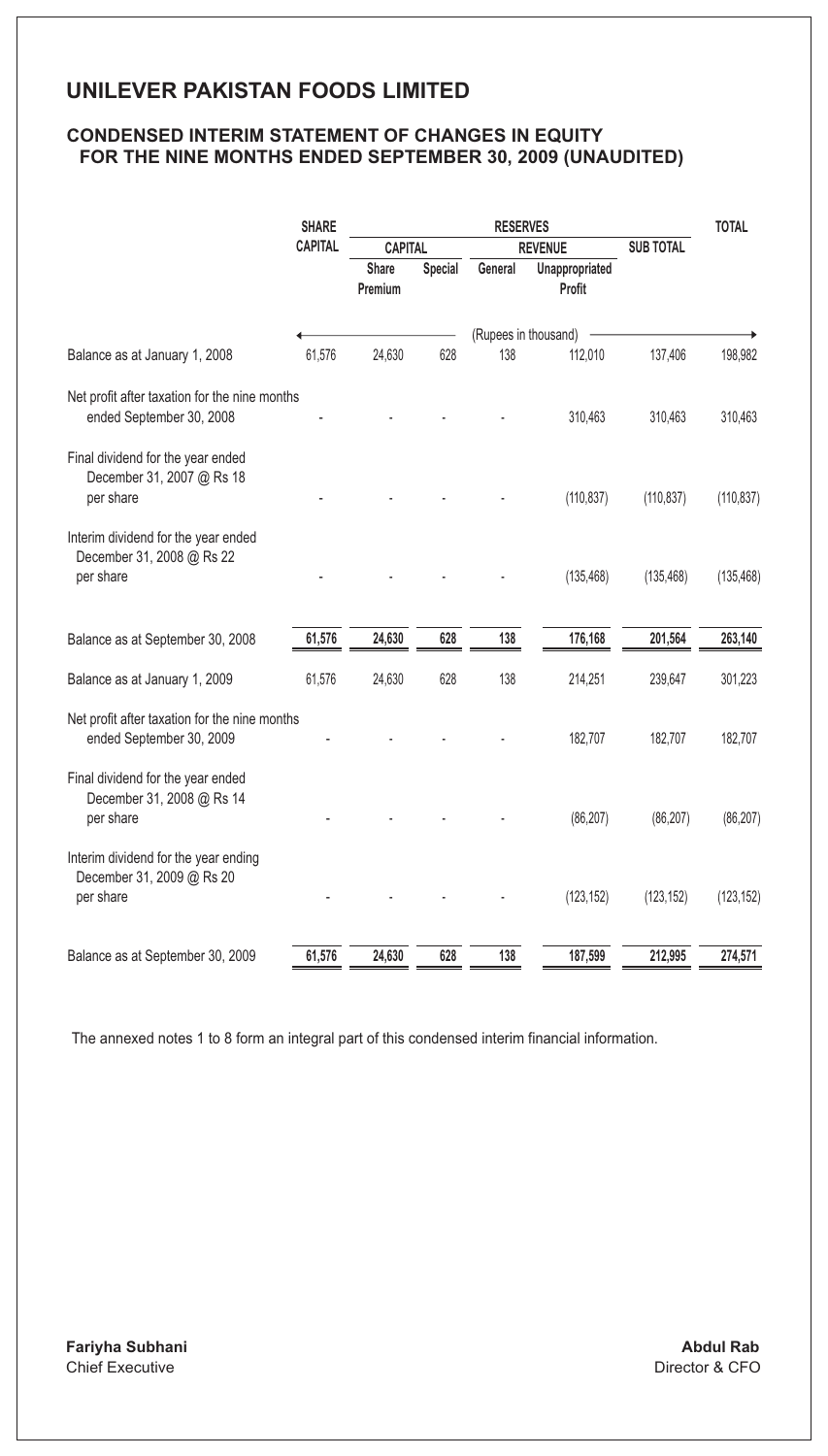# UNILEVER PAKISTAN FOODS LIMITED

## CONDENSED INTERIM STATEMENT OF CHANGES IN EQUITY FOR THE NINE MONTHS ENDED SEPTEMBER 30, 2009 (UNAUDITED)

| | SHARE CAPITAL | RESERVES | | | | | TOTAL |
|---|---|---|---|---|---|---|---|
| | | CAPITAL | | REVENUE | | SUB TOTAL | |
| | | Share Premium | Special | General | Unappropriated Profit | | |
| | (Rupees in thousand) | | | | | | |
| Balance as at January 1, 2008 | 61,576 | 24,630 | 628 | 138 | 112,010 | 137,406 | 198,982 |
| Net profit after taxation for the nine months ended September 30, 2008 | - | - | - | - | 310,463 | 310,463 | 310,463 |
| Final dividend for the year ended December 31, 2007 @ Rs 18 per share | - | - | - | - | (110,837) | (110,837) | (110,837) |
| Interim dividend for the year ended December 31, 2008 @ Rs 22 per share | - | - | - | - | (135,468) | (135,468) | (135,468) |
| Balance as at September 30, 2008 | 61,576 | 24,630 | 628 | 138 | 176,168 | 201,564 | 263,140 |
| Balance as at January 1, 2009 | 61,576 | 24,630 | 628 | 138 | 214,251 | 239,647 | 301,223 |
| Net profit after taxation for the nine months ended September 30, 2009 | - | - | - | - | 182,707 | 182,707 | 182,707 |
| Final dividend for the year ended December 31, 2008 @ Rs 14 per share | - | - | - | - | (86,207) | (86,207) | (86,207) |
| Interim dividend for the year ending December 31, 2009 @ Rs 20 per share | - | - | - | - | (123,152) | (123,152) | (123,152) |
| Balance as at September 30, 2009 | 61,576 | 24,630 | 628 | 138 | 187,599 | 212,995 | 274,571 |

The annexed notes 1 to 8 form an integral part of this condensed interim financial information.

**Fariyha Subhani**
Chief Executive

**Abdul Rab**
Director & CFO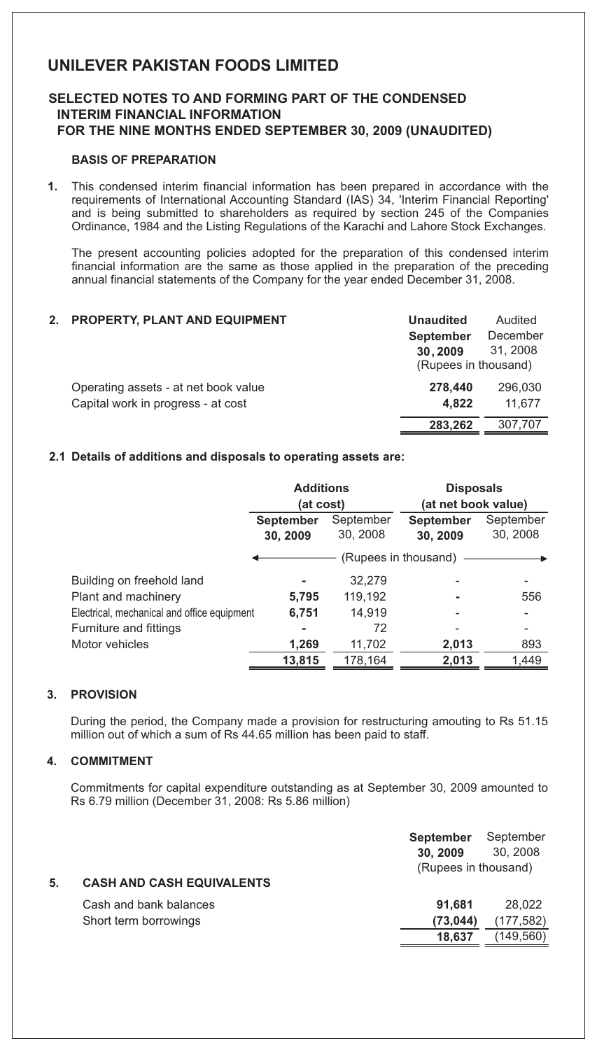# UNILEVER PAKISTAN FOODS LIMITED

## SELECTED NOTES TO AND FORMING PART OF THE CONDENSED INTERIM FINANCIAL INFORMATION FOR THE NINE MONTHS ENDED SEPTEMBER 30, 2009 (UNAUDITED)

### BASIS OF PREPARATION

**1.** This condensed interim financial information has been prepared in accordance with the requirements of International Accounting Standard (IAS) 34, 'Interim Financial Reporting' and is being submitted to shareholders as required by section 245 of the Companies Ordinance, 1984 and the Listing Regulations of the Karachi and Lahore Stock Exchanges.

The present accounting policies adopted for the preparation of this condensed interim financial information are the same as those applied in the preparation of the preceding annual financial statements of the Company for the year ended December 31, 2008.

### 2. PROPERTY, PLANT AND EQUIPMENT

| | **Unaudited September 30, 2009** | Audited December 31, 2008 |
|---|---|---|
| | (Rupees in thousand) | |
| Operating assets - at net book value | **278,440** | 296,030 |
| Capital work in progress - at cost | **4,822** | 11,677 |
| | **283,262** | 307,707 |

#### 2.1 Details of additions and disposals to operating assets are:

| | **Additions (at cost)** | | **Disposals (at net book value)** | |
|---|---|---|---|---|
| | **September 30, 2009** | September 30, 2008 | **September 30, 2009** | September 30, 2008 |
| | (Rupees in thousand) | | | |
| Building on freehold land | **-** | 32,279 | - | - |
| Plant and machinery | **5,795** | 119,192 | **-** | 556 |
| Electrical, mechanical and office equipment | **6,751** | 14,919 | - | - |
| Furniture and fittings | **-** | 72 | - | - |
| Motor vehicles | **1,269** | 11,702 | **2,013** | 893 |
| | **13,815** | 178,164 | **2,013** | 1,449 |

### 3. PROVISION

During the period, the Company made a provision for restructuring amouting to Rs 51.15 million out of which a sum of Rs 44.65 million has been paid to staff.

### 4. COMMITMENT

Commitments for capital expenditure outstanding as at September 30, 2009 amounted to Rs 6.79 million (December 31, 2008: Rs 5.86 million)

### 5. CASH AND CASH EQUIVALENTS

| | **September 30, 2009** | September 30, 2008 |
|---|---|---|
| | (Rupees in thousand) | |
| Cash and bank balances | **91,681** | 28,022 |
| Short term borrowings | **(73,044)** | (177,582) |
| | **18,637** | (149,560) |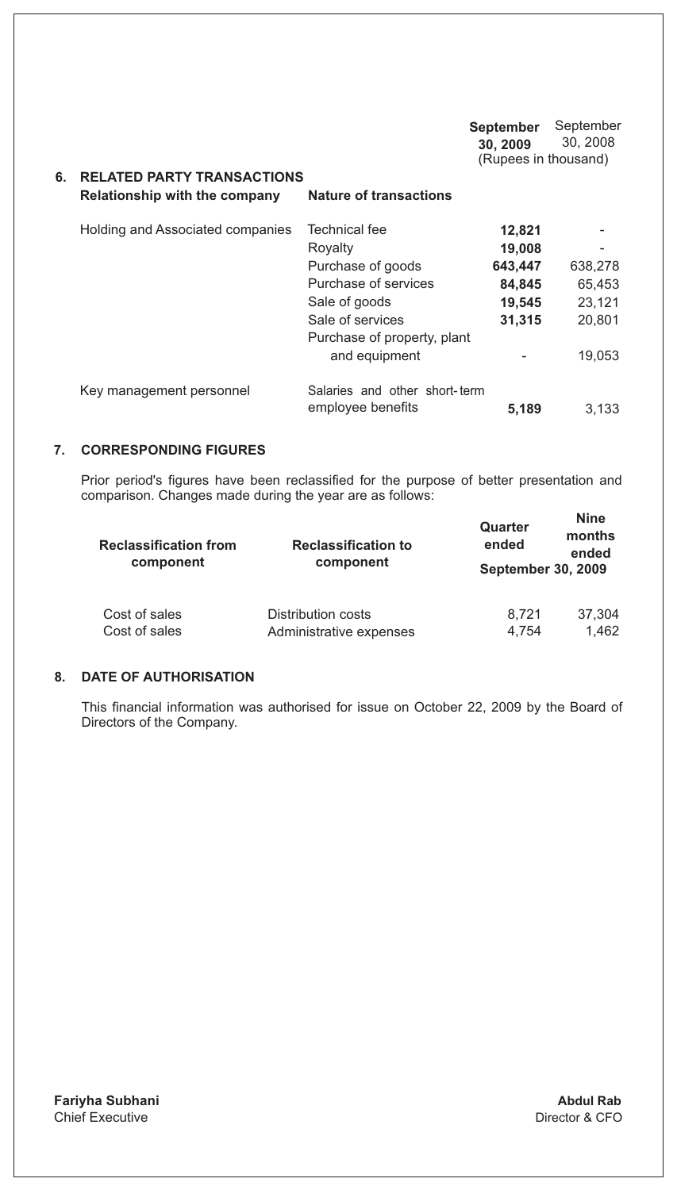## 6. RELATED PARTY TRANSACTIONS

| Relationship with the company | Nature of transactions | September 30, 2009 | September 30, 2008 |
|---|---|---|---|
| | | (Rupees in thousand) | |
| Holding and Associated companies | Technical fee | **12,821** | - |
| | Royalty | **19,008** | - |
| | Purchase of goods | **643,447** | 638,278 |
| | Purchase of services | **84,845** | 65,453 |
| | Sale of goods | **19,545** | 23,121 |
| | Sale of services | **31,315** | 20,801 |
| | Purchase of property, plant and equipment | - | 19,053 |
| Key management personnel | Salaries and other short-term employee benefits | **5,189** | 3,133 |

## 7. CORRESPONDING FIGURES

Prior period's figures have been reclassified for the purpose of better presentation and comparison. Changes made during the year are as follows:

| Reclassification from component | Reclassification to component | Quarter ended | Nine months ended |
|---|---|---|---|
| | | September 30, 2009 | |
| Cost of sales | Distribution costs | 8,721 | 37,304 |
| Cost of sales | Administrative expenses | 4,754 | 1,462 |

## 8. DATE OF AUTHORISATION

This financial information was authorised for issue on October 22, 2009 by the Board of Directors of the Company.

**Fariyha Subhani**
Chief Executive

**Abdul Rab**
Director & CFO